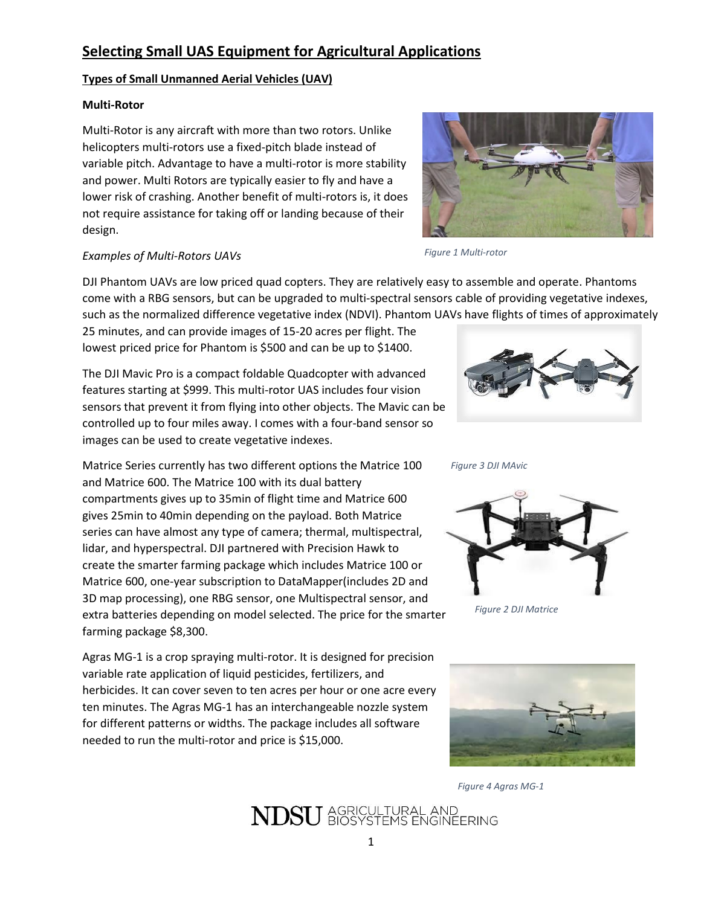# Selecting Small UAS Equipment for Agricultural Applications

## Types of Small Unmanned Aerial Vehicles (UAV)

### Multi-Rotor

Multi-Rotor is any aircraft with more than two rotors. Unlike helicopters multi-rotors use a fixed-pitch blade instead of variable pitch. Advantage to have a multi-rotor is more stability and power. Multi Rotors are typically easier to fly and have a lower risk of crashing. Another benefit of multi-rotors is, it does not require assistance for taking off or landing because of their design.

*Figure 1 Multi-rotor*

*Examples of Multi-Rotors UAVs*

DJI Phantom UAVs are low priced quad copters. They are relatively easy to assemble and operate. Phantoms come with a RBG sensors, but can be upgraded to multi-spectral sensors cable of providing vegetative indexes, such as the normalized difference vegetative index (NDVI). Phantom UAVs have flights of times of approximately 25 minutes, and can provide images of 15-20 acres per flight. The lowest priced price for Phantom is $500 and can be up to $1400.

The DJI Mavic Pro is a compact foldable Quadcopter with advanced features starting at $999. This multi-rotor UAS includes four vision sensors that prevent it from flying into other objects. The Mavic can be controlled up to four miles away. I comes with a four-band sensor so images can be used to create vegetative indexes.

*Figure 3 DJI MAvic*

Matrice Series currently has two different options the Matrice 100 and Matrice 600. The Matrice 100 with its dual battery compartments gives up to 35min of flight time and Matrice 600 gives 25min to 40min depending on the payload. Both Matrice series can have almost any type of camera; thermal, multispectral, lidar, and hyperspectral. DJI partnered with Precision Hawk to create the smarter farming package which includes Matrice 100 or Matrice 600, one-year subscription to DataMapper(includes 2D and 3D map processing), one RBG sensor, one Multispectral sensor, and extra batteries depending on model selected. The price for the smarter farming package $8,300.

*Figure 2 DJI Matrice*

Agras MG-1 is a crop spraying multi-rotor. It is designed for precision variable rate application of liquid pesticides, fertilizers, and herbicides. It can cover seven to ten acres per hour or one acre every ten minutes. The Agras MG-1 has an interchangeable nozzle system for different patterns or widths. The package includes all software needed to run the multi-rotor and price is $15,000.

*Figure 4 Agras MG-1*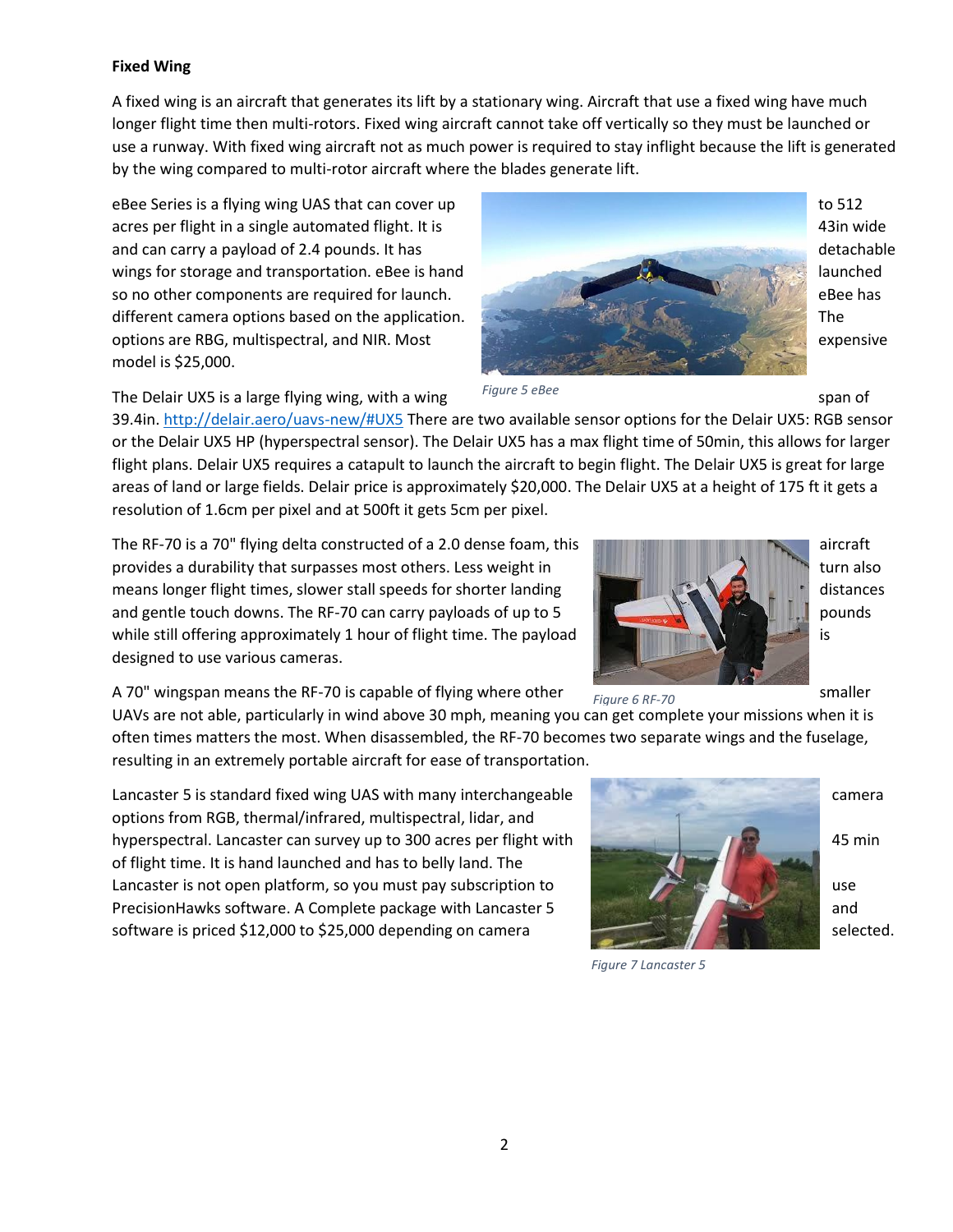**Fixed Wing**

A fixed wing is an aircraft that generates its lift by a stationary wing. Aircraft that use a fixed wing have much longer flight time then multi-rotors. Fixed wing aircraft cannot take off vertically so they must be launched or use a runway. With fixed wing aircraft not as much power is required to stay inflight because the lift is generated by the wing compared to multi-rotor aircraft where the blades generate lift.

eBee Series is a flying wing UAS that can cover up to 512 acres per flight in a single automated flight. It is 43in wide and can carry a payload of 2.4 pounds. It has detachable wings for storage and transportation. eBee is hand launched so no other components are required for launch. eBee has different camera options based on the application. The options are RBG, multispectral, and NIR. Most expensive model is $25,000.

Figure 5 eBee

The Delair UX5 is a large flying wing, with a wing span of 39.4in. http://delair.aero/uavs-new/#UX5 There are two available sensor options for the Delair UX5: RGB sensor or the Delair UX5 HP (hyperspectral sensor). The Delair UX5 has a max flight time of 50min, this allows for larger flight plans. Delair UX5 requires a catapult to launch the aircraft to begin flight. The Delair UX5 is great for large areas of land or large fields. Delair price is approximately $20,000. The Delair UX5 at a height of 175 ft it gets a resolution of 1.6cm per pixel and at 500ft it gets 5cm per pixel.

The RF-70 is a 70" flying delta constructed of a 2.0 dense foam, this aircraft provides a durability that surpasses most others. Less weight in turn also means longer flight times, slower stall speeds for shorter landing distances and gentle touch downs. The RF-70 can carry payloads of up to 5 pounds while still offering approximately 1 hour of flight time. The payload is designed to use various cameras.

A 70" wingspan means the RF-70 is capable of flying where other smaller UAVs are not able, particularly in wind above 30 mph, meaning you can get complete your missions when it is often times matters the most. When disassembled, the RF-70 becomes two separate wings and the fuselage, resulting in an extremely portable aircraft for ease of transportation.

Figure 6 RF-70

Lancaster 5 is standard fixed wing UAS with many interchangeable camera options from RGB, thermal/infrared, multispectral, lidar, and hyperspectral. Lancaster can survey up to 300 acres per flight with 45 min of flight time. It is hand launched and has to belly land. The Lancaster is not open platform, so you must pay subscription to use PrecisionHawks software. A Complete package with Lancaster 5 and software is priced $12,000 to $25,000 depending on camera selected.

Figure 7 Lancaster 5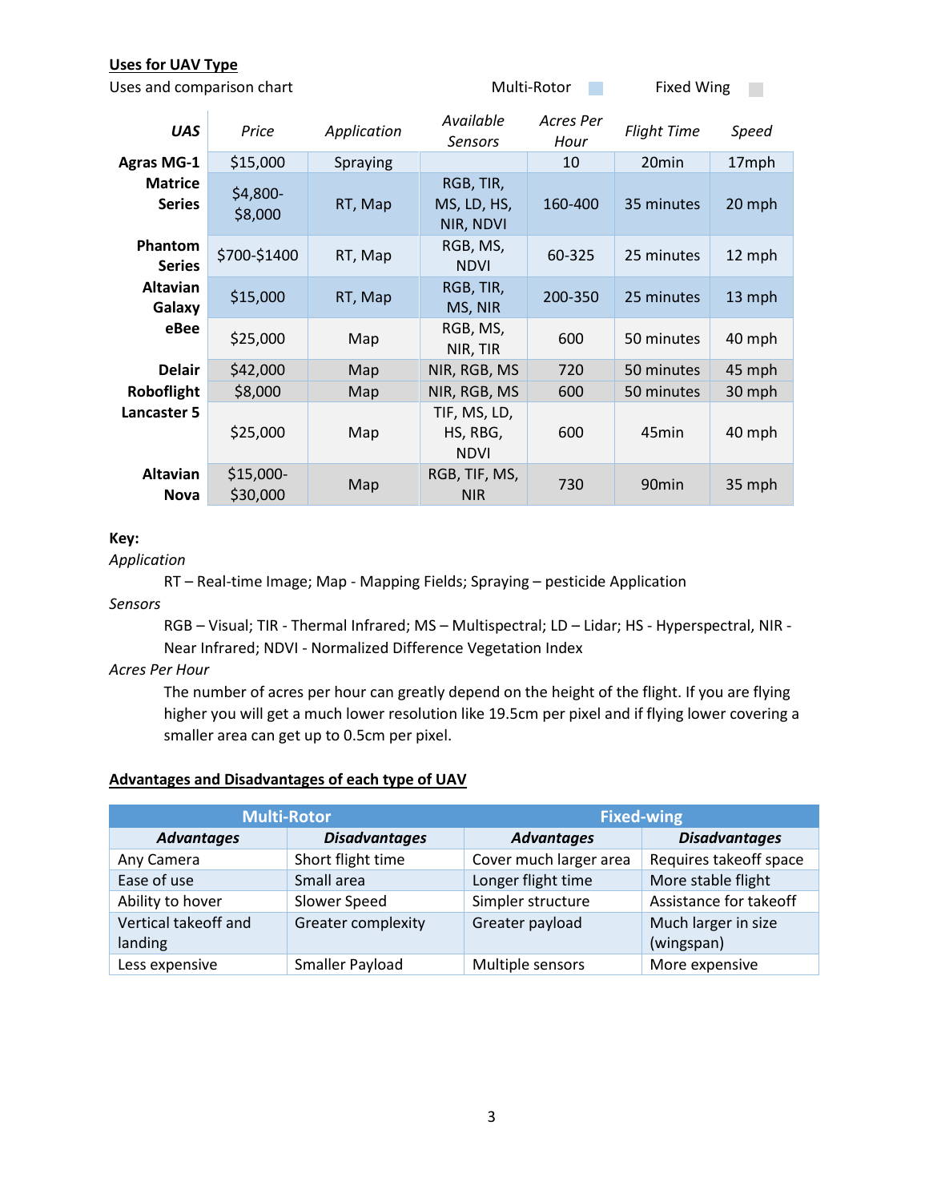**Uses for UAV Type**

Uses and comparison chart — Multi-Rotor | Fixed Wing

| ***UAS*** | *Price* | *Application* | *Available Sensors* | *Acres Per Hour* | *Flight Time* | *Speed* |
|---|---|---|---|---|---|---|
| **Agras MG-1** | $15,000 | Spraying | | 10 | 20min | 17mph |
| **Matrice Series** | $4,800-$8,000 | RT, Map | RGB, TIR, MS, LD, HS, NIR, NDVI | 160-400 | 35 minutes | 20 mph |
| **Phantom Series** | $700-$1400 | RT, Map | RGB, MS, NDVI | 60-325 | 25 minutes | 12 mph |
| **Altavian Galaxy** | $15,000 | RT, Map | RGB, TIR, MS, NIR | 200-350 | 25 minutes | 13 mph |
| **eBee** | $25,000 | Map | RGB, MS, NIR, TIR | 600 | 50 minutes | 40 mph |
| **Delair** | $42,000 | Map | NIR, RGB, MS | 720 | 50 minutes | 45 mph |
| **Roboflight** | $8,000 | Map | NIR, RGB, MS | 600 | 50 minutes | 30 mph |
| **Lancaster 5** | $25,000 | Map | TIF, MS, LD, HS, RBG, NDVI | 600 | 45min | 40 mph |
| **Altavian Nova** | $15,000-$30,000 | Map | RGB, TIF, MS, NIR | 730 | 90min | 35 mph |

**Key:**

*Application*

RT – Real-time Image; Map - Mapping Fields; Spraying – pesticide Application

*Sensors*

RGB – Visual; TIR - Thermal Infrared; MS – Multispectral; LD – Lidar; HS - Hyperspectral, NIR - Near Infrared; NDVI - Normalized Difference Vegetation Index

*Acres Per Hour*

The number of acres per hour can greatly depend on the height of the flight. If you are flying higher you will get a much lower resolution like 19.5cm per pixel and if flying lower covering a smaller area can get up to 0.5cm per pixel.

**Advantages and Disadvantages of each type of UAV**

| **Multi-Rotor** | | **Fixed-wing** | |
|---|---|---|---|
| ***Advantages*** | ***Disadvantages*** | ***Advantages*** | ***Disadvantages*** |
| Any Camera | Short flight time | Cover much larger area | Requires takeoff space |
| Ease of use | Small area | Longer flight time | More stable flight |
| Ability to hover | Slower Speed | Simpler structure | Assistance for takeoff |
| Vertical takeoff and landing | Greater complexity | Greater payload | Much larger in size (wingspan) |
| Less expensive | Smaller Payload | Multiple sensors | More expensive |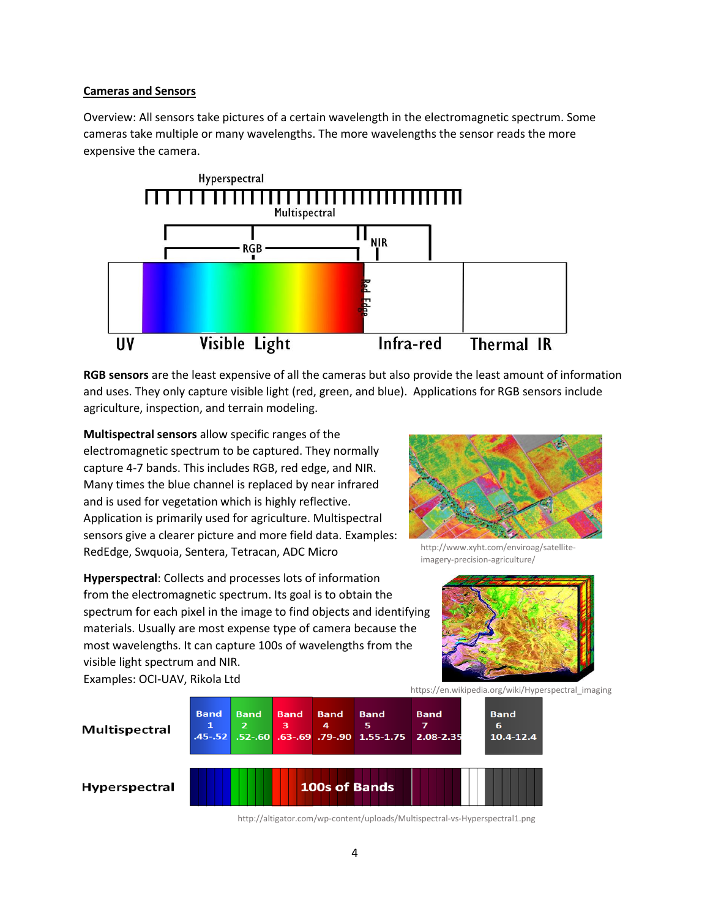**Cameras and Sensors**

Overview: All sensors take pictures of a certain wavelength in the electromagnetic spectrum. Some cameras take multiple or many wavelengths. The more wavelengths the sensor reads the more expensive the camera.

**RGB sensors** are the least expensive of all the cameras but also provide the least amount of information and uses. They only capture visible light (red, green, and blue). Applications for RGB sensors include agriculture, inspection, and terrain modeling.

**Multispectral sensors** allow specific ranges of the electromagnetic spectrum to be captured. They normally capture 4-7 bands. This includes RGB, red edge, and NIR. Many times the blue channel is replaced by near infrared and is used for vegetation which is highly reflective. Application is primarily used for agriculture. Multispectral sensors give a clearer picture and more field data. Examples: RedEdge, Swquoia, Sentera, Tetracan, ADC Micro

http://www.xyht.com/enviroag/satellite-imagery-precision-agriculture/

**Hyperspectral**: Collects and processes lots of information from the electromagnetic spectrum. Its goal is to obtain the spectrum for each pixel in the image to find objects and identifying materials. Usually are most expense type of camera because the most wavelengths. It can capture 100s of wavelengths from the visible light spectrum and NIR.
Examples: OCI-UAV, Rikola Ltd

https://en.wikipedia.org/wiki/Hyperspectral_imaging

http://altigator.com/wp-content/uploads/Multispectral-vs-Hyperspectral1.png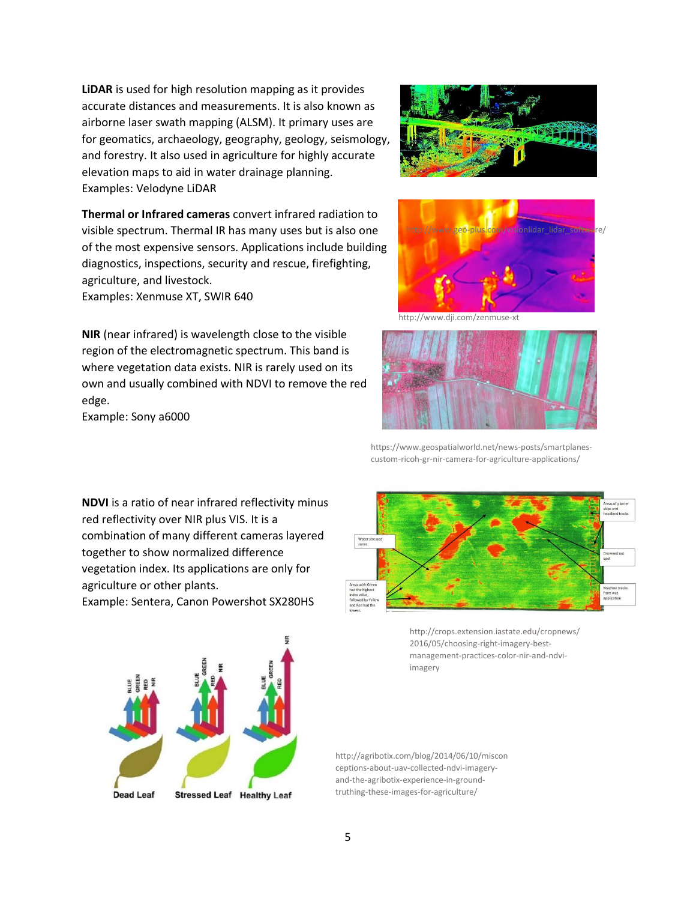**LiDAR** is used for high resolution mapping as it provides accurate distances and measurements. It is also known as airborne laser swath mapping (ALSM). It primary uses are for geomatics, archaeology, geography, geology, seismology, and forestry. It also used in agriculture for highly accurate elevation maps to aid in water drainage planning.
Examples: Velodyne LiDAR

http://www.geo-plus.com/visionlidar_lidar_software/

**Thermal or Infrared cameras** convert infrared radiation to visible spectrum. Thermal IR has many uses but is also one of the most expensive sensors. Applications include building diagnostics, inspections, security and rescue, firefighting, agriculture, and livestock.
Examples: Xenmuse XT, SWIR 640

http://www.dji.com/zenmuse-xt

**NIR** (near infrared) is wavelength close to the visible region of the electromagnetic spectrum. This band is where vegetation data exists. NIR is rarely used on its own and usually combined with NDVI to remove the red edge.
Example: Sony a6000

https://www.geospatialworld.net/news-posts/smartplanes-custom-ricoh-gr-nir-camera-for-agriculture-applications/

**NDVI** is a ratio of near infrared reflectivity minus red reflectivity over NIR plus VIS. It is a combination of many different cameras layered together to show normalized difference vegetation index. Its applications are only for agriculture or other plants.
Example: Sentera, Canon Powershot SX280HS

http://crops.extension.iastate.edu/cropnews/2016/05/choosing-right-imagery-best-management-practices-color-nir-and-ndvi-imagery

http://agribotix.com/blog/2014/06/10/misconceptions-about-uav-collected-ndvi-imagery-and-the-agribotix-experience-in-ground-truthing-these-images-for-agriculture/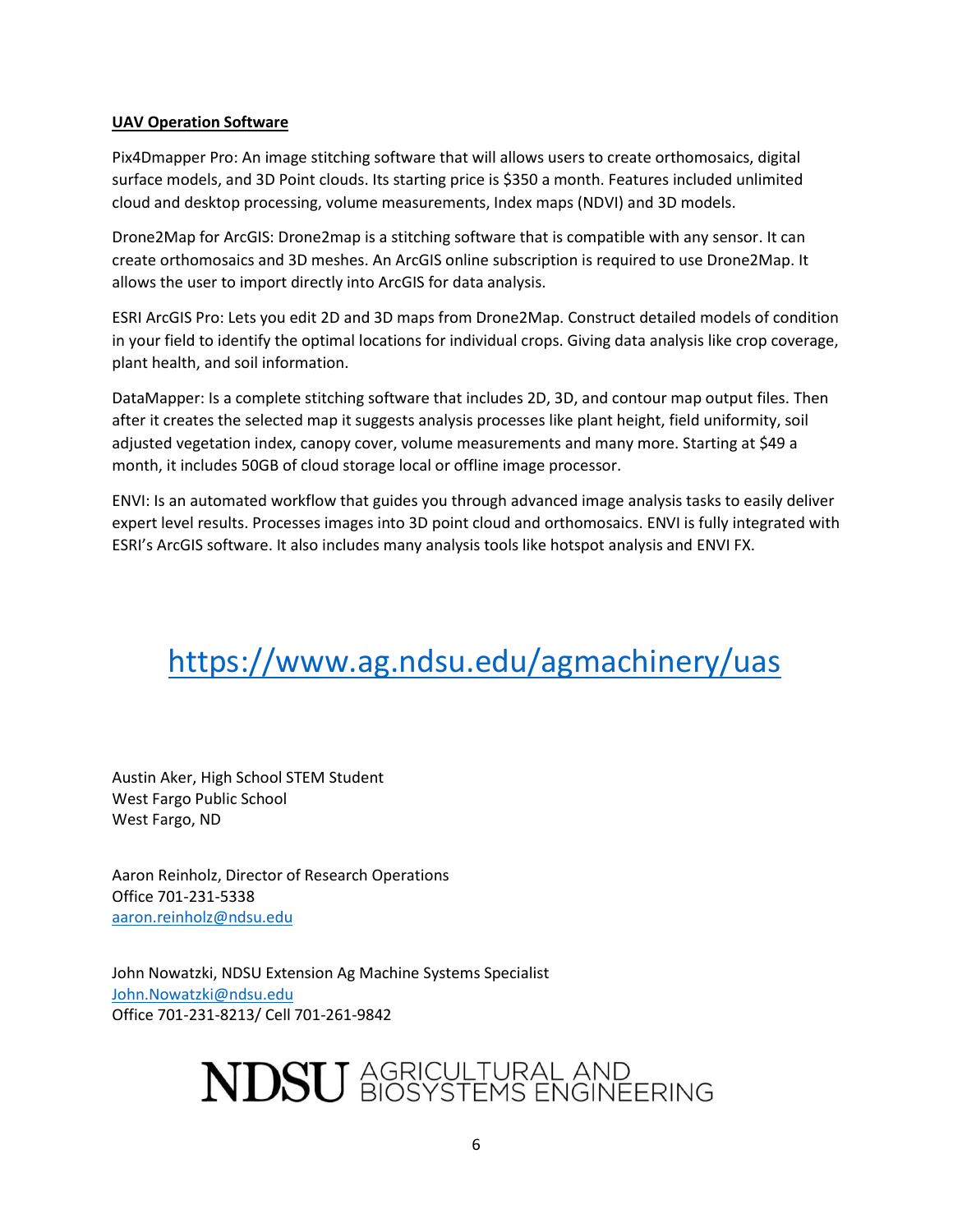**UAV Operation Software**

Pix4Dmapper Pro: An image stitching software that will allows users to create orthomosaics, digital surface models, and 3D Point clouds. Its starting price is $350 a month. Features included unlimited cloud and desktop processing, volume measurements, Index maps (NDVI) and 3D models.

Drone2Map for ArcGIS: Drone2map is a stitching software that is compatible with any sensor. It can create orthomosaics and 3D meshes. An ArcGIS online subscription is required to use Drone2Map. It allows the user to import directly into ArcGIS for data analysis.

ESRI ArcGIS Pro: Lets you edit 2D and 3D maps from Drone2Map. Construct detailed models of condition in your field to identify the optimal locations for individual crops. Giving data analysis like crop coverage, plant health, and soil information.

DataMapper: Is a complete stitching software that includes 2D, 3D, and contour map output files. Then after it creates the selected map it suggests analysis processes like plant height, field uniformity, soil adjusted vegetation index, canopy cover, volume measurements and many more. Starting at $49 a month, it includes 50GB of cloud storage local or offline image processor.

ENVI: Is an automated workflow that guides you through advanced image analysis tasks to easily deliver expert level results. Processes images into 3D point cloud and orthomosaics. ENVI is fully integrated with ESRI's ArcGIS software. It also includes many analysis tools like hotspot analysis and ENVI FX.

## https://www.ag.ndsu.edu/agmachinery/uas

Austin Aker, High School STEM Student
West Fargo Public School
West Fargo, ND

Aaron Reinholz, Director of Research Operations
Office 701-231-5338
aaron.reinholz@ndsu.edu

John Nowatzki, NDSU Extension Ag Machine Systems Specialist
John.Nowatzki@ndsu.edu
Office 701-231-8213/ Cell 701-261-9842

NDSU AGRICULTURAL AND BIOSYSTEMS ENGINEERING